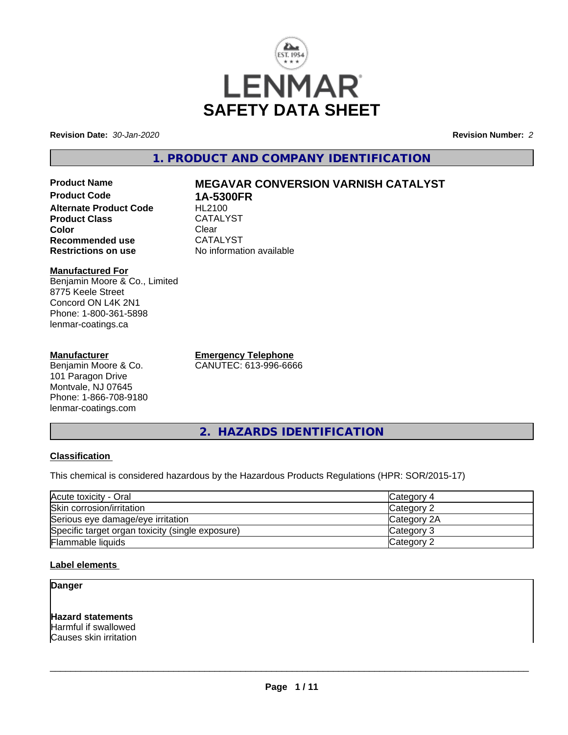LENMAR

# SAFETY DATA SHEET

**Revision Date:** *30-Jan-2020* **Revision Number:** *2*

## 1. PRODUCT AND COMPANY IDENTIFICATION

**Product Name** **MEGAVAR CONVERSION VARNISH CATALYST**
**Product Code** **1A-5300FR**
**Alternate Product Code** HL2100
**Product Class** CATALYST
**Color** Clear
**Recommended use** CATALYST
**Restrictions on use** No information available

**Manufactured For**
Benjamin Moore & Co., Limited
8775 Keele Street
Concord ON L4K 2N1
Phone: 1-800-361-5898
lenmar-coatings.ca

**Manufacturer**
Benjamin Moore & Co.
101 Paragon Drive
Montvale, NJ 07645
Phone: 1-866-708-9180
lenmar-coatings.com

**Emergency Telephone**
CANUTEC: 613-996-6666

## 2. HAZARDS IDENTIFICATION

**Classification**

This chemical is considered hazardous by the Hazardous Products Regulations (HPR: SOR/2015-17)

| | |
|---|---|
| Acute toxicity - Oral | Category 4 |
| Skin corrosion/irritation | Category 2 |
| Serious eye damage/eye irritation | Category 2A |
| Specific target organ toxicity (single exposure) | Category 3 |
| Flammable liquids | Category 2 |

**Label elements**

**Danger**

**Hazard statements**
Harmful if swallowed
Causes skin irritation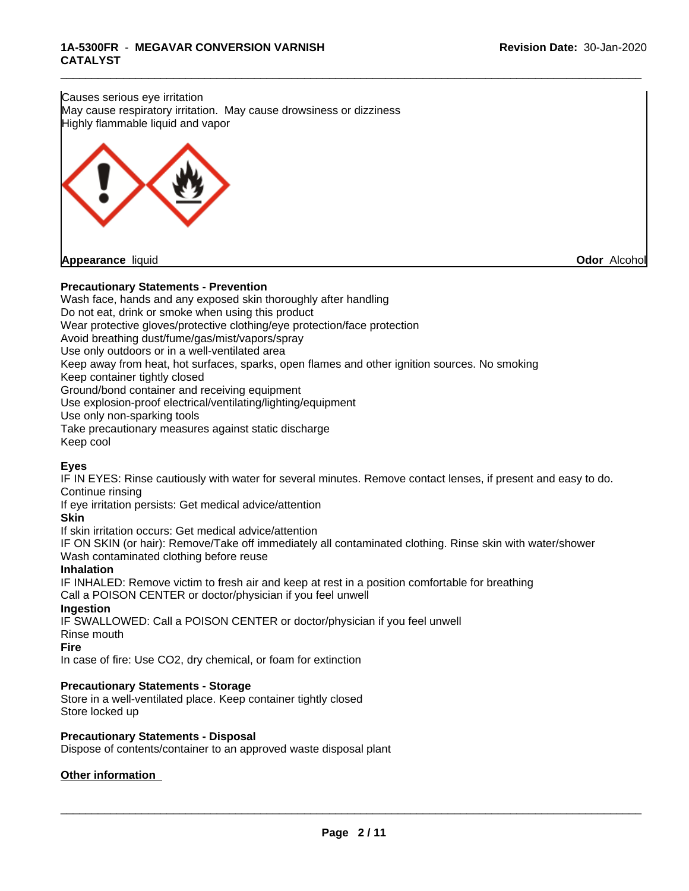Causes serious eye irritation
May cause respiratory irritation. May cause drowsiness or dizziness
Highly flammable liquid and vapor

**Appearance** liquid **Odor** Alcohol

**Precautionary Statements - Prevention**

Wash face, hands and any exposed skin thoroughly after handling
Do not eat, drink or smoke when using this product
Wear protective gloves/protective clothing/eye protection/face protection
Avoid breathing dust/fume/gas/mist/vapors/spray
Use only outdoors or in a well-ventilated area
Keep away from heat, hot surfaces, sparks, open flames and other ignition sources. No smoking
Keep container tightly closed
Ground/bond container and receiving equipment
Use explosion-proof electrical/ventilating/lighting/equipment
Use only non-sparking tools
Take precautionary measures against static discharge
Keep cool

**Eyes**

IF IN EYES: Rinse cautiously with water for several minutes. Remove contact lenses, if present and easy to do. Continue rinsing
If eye irritation persists: Get medical advice/attention

**Skin**

If skin irritation occurs: Get medical advice/attention
IF ON SKIN (or hair): Remove/Take off immediately all contaminated clothing. Rinse skin with water/shower
Wash contaminated clothing before reuse

**Inhalation**

IF INHALED: Remove victim to fresh air and keep at rest in a position comfortable for breathing
Call a POISON CENTER or doctor/physician if you feel unwell

**Ingestion**

IF SWALLOWED: Call a POISON CENTER or doctor/physician if you feel unwell
Rinse mouth

**Fire**

In case of fire: Use $CO_2$, dry chemical, or foam for extinction

**Precautionary Statements - Storage**

Store in a well-ventilated place. Keep container tightly closed
Store locked up

**Precautionary Statements - Disposal**

Dispose of contents/container to an approved waste disposal plant

**Other information**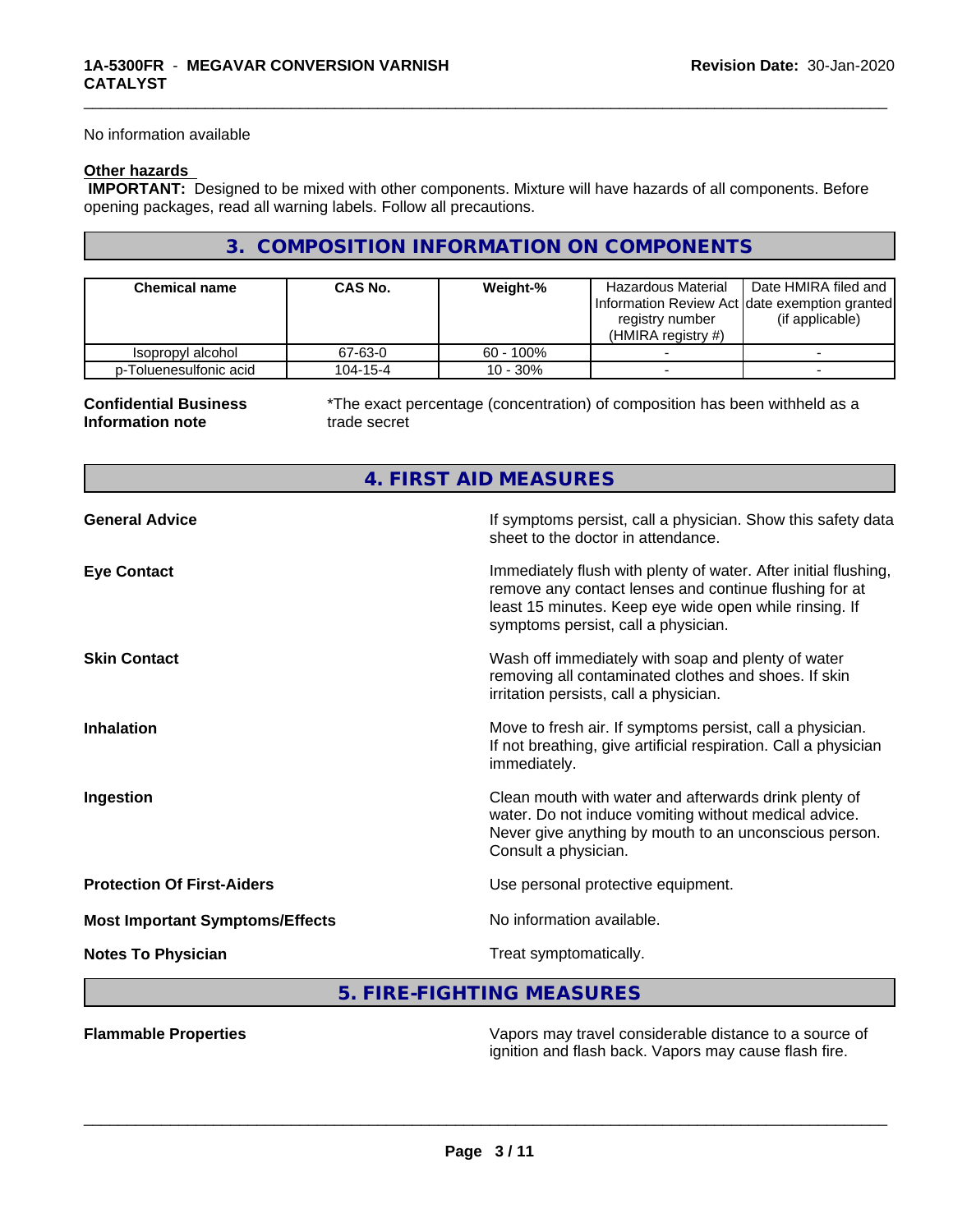No information available

**Other hazards**

**IMPORTANT:** Designed to be mixed with other components. Mixture will have hazards of all components. Before opening packages, read all warning labels. Follow all precautions.

## 3. COMPOSITION INFORMATION ON COMPONENTS

| Chemical name | CAS No. | Weight-% | Hazardous Material Information Review Act registry number (HMIRA registry #) | Date HMIRA filed and date exemption granted (if applicable) |
|---|---|---|---|---|
| Isopropyl alcohol | 67-63-0 | 60 - 100% | - | - |
| p-Toluenesulfonic acid | 104-15-4 | 10 - 30% | - | - |

**Confidential Business Information note** *The exact percentage (concentration) of composition has been withheld as a trade secret

## 4. FIRST AID MEASURES

**General Advice** If symptoms persist, call a physician. Show this safety data sheet to the doctor in attendance.

**Eye Contact** Immediately flush with plenty of water. After initial flushing, remove any contact lenses and continue flushing for at least 15 minutes. Keep eye wide open while rinsing. If symptoms persist, call a physician.

**Skin Contact** Wash off immediately with soap and plenty of water removing all contaminated clothes and shoes. If skin irritation persists, call a physician.

**Inhalation** Move to fresh air. If symptoms persist, call a physician. If not breathing, give artificial respiration. Call a physician immediately.

**Ingestion** Clean mouth with water and afterwards drink plenty of water. Do not induce vomiting without medical advice. Never give anything by mouth to an unconscious person. Consult a physician.

**Protection Of First-Aiders** Use personal protective equipment.

**Most Important Symptoms/Effects** No information available.

**Notes To Physician** Treat symptomatically.

## 5. FIRE-FIGHTING MEASURES

**Flammable Properties** Vapors may travel considerable distance to a source of ignition and flash back. Vapors may cause flash fire.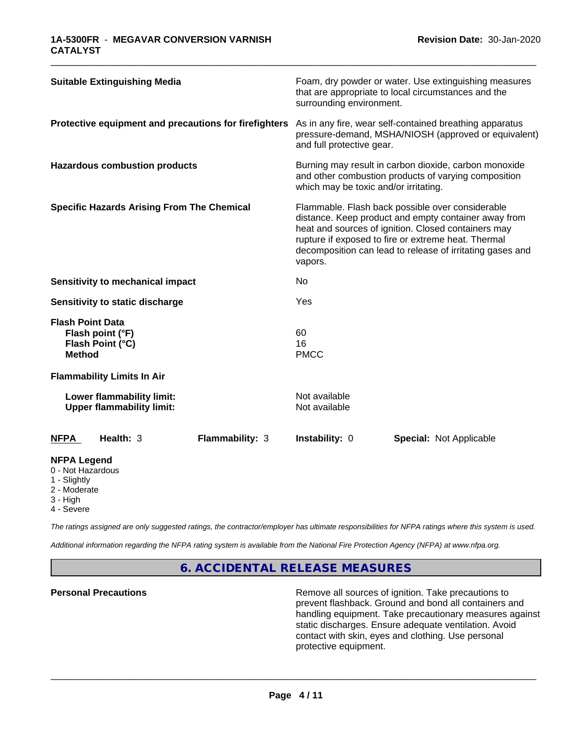| | |
|---|---|
| **Suitable Extinguishing Media** | Foam, dry powder or water. Use extinguishing measures that are appropriate to local circumstances and the surrounding environment. |
| **Protective equipment and precautions for firefighters** | As in any fire, wear self-contained breathing apparatus pressure-demand, MSHA/NIOSH (approved or equivalent) and full protective gear. |
| **Hazardous combustion products** | Burning may result in carbon dioxide, carbon monoxide and other combustion products of varying composition which may be toxic and/or irritating. |
| **Specific Hazards Arising From The Chemical** | Flammable. Flash back possible over considerable distance. Keep product and empty container away from heat and sources of ignition. Closed containers may rupture if exposed to fire or extreme heat. Thermal decomposition can lead to release of irritating gases and vapors. |
| **Sensitivity to mechanical impact** | No |
| **Sensitivity to static discharge** | Yes |
| **Flash Point Data** | |
| **Flash point (°F)** | 60 |
| **Flash Point (°C)** | 16 |
| **Method** | PMCC |
| **Flammability Limits In Air** | |
| **Lower flammability limit:** | Not available |
| **Upper flammability limit:** | Not available |

| **NFPA** | **Health:** 3 | **Flammability:** 3 | **Instability:** 0 | **Special:** Not Applicable |
|---|---|---|---|---|

**NFPA Legend**

- 0 - Not Hazardous
- 1 - Slightly
- 2 - Moderate
- 3 - High
- 4 - Severe

*The ratings assigned are only suggested ratings, the contractor/employer has ultimate responsibilities for NFPA ratings where this system is used.*

*Additional information regarding the NFPA rating system is available from the National Fire Protection Agency (NFPA) at www.nfpa.org.*

## 6. ACCIDENTAL RELEASE MEASURES

| | |
|---|---|
| **Personal Precautions** | Remove all sources of ignition. Take precautions to prevent flashback. Ground and bond all containers and handling equipment. Take precautionary measures against static discharges. Ensure adequate ventilation. Avoid contact with skin, eyes and clothing. Use personal protective equipment. |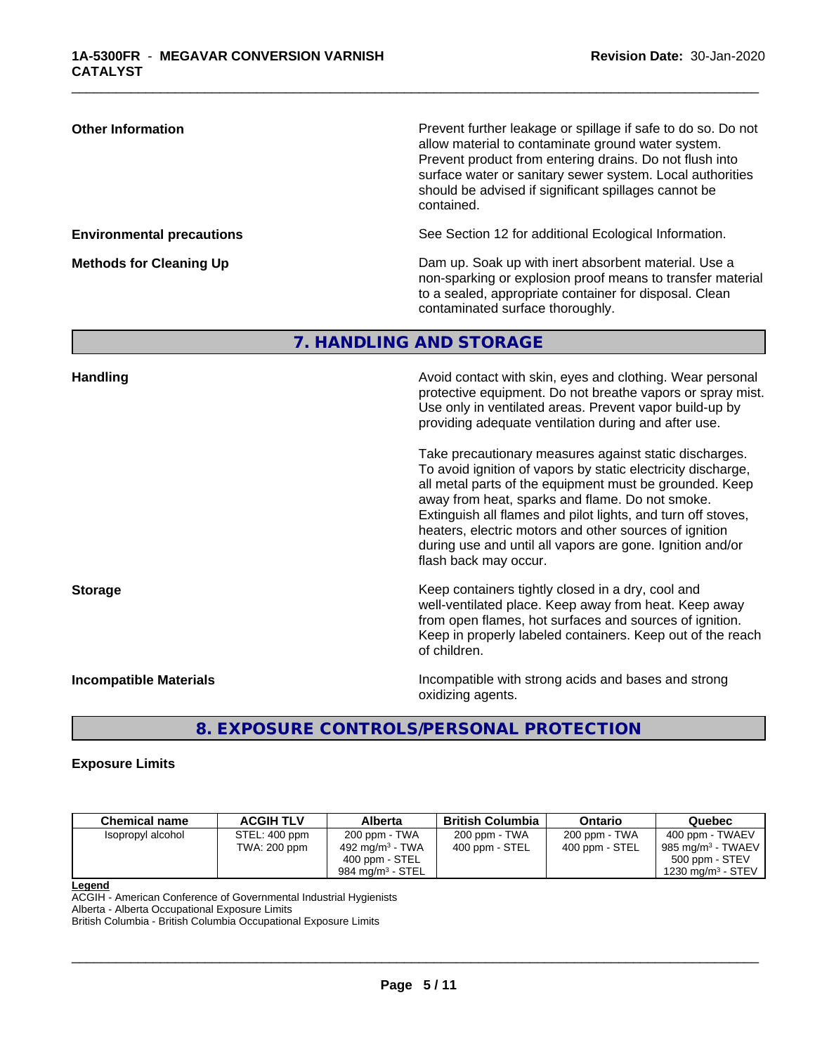**Other Information**

Prevent further leakage or spillage if safe to do so. Do not allow material to contaminate ground water system. Prevent product from entering drains. Do not flush into surface water or sanitary sewer system. Local authorities should be advised if significant spillages cannot be contained.

**Environmental precautions**

See Section 12 for additional Ecological Information.

**Methods for Cleaning Up**

Dam up. Soak up with inert absorbent material. Use a non-sparking or explosion proof means to transfer material to a sealed, appropriate container for disposal. Clean contaminated surface thoroughly.

## 7. HANDLING AND STORAGE

**Handling**

Avoid contact with skin, eyes and clothing. Wear personal protective equipment. Do not breathe vapors or spray mist. Use only in ventilated areas. Prevent vapor build-up by providing adequate ventilation during and after use.

Take precautionary measures against static discharges. To avoid ignition of vapors by static electricity discharge, all metal parts of the equipment must be grounded. Keep away from heat, sparks and flame. Do not smoke. Extinguish all flames and pilot lights, and turn off stoves, heaters, electric motors and other sources of ignition during use and until all vapors are gone. Ignition and/or flash back may occur.

**Storage**

Keep containers tightly closed in a dry, cool and well-ventilated place. Keep away from heat. Keep away from open flames, hot surfaces and sources of ignition. Keep in properly labeled containers. Keep out of the reach of children.

**Incompatible Materials**

Incompatible with strong acids and bases and strong oxidizing agents.

## 8. EXPOSURE CONTROLS/PERSONAL PROTECTION

**Exposure Limits**

| Chemical name | ACGIH TLV | Alberta | British Columbia | Ontario | Quebec |
|---|---|---|---|---|---|
| Isopropyl alcohol | STEL: 400 ppm<br>TWA: 200 ppm | 200 ppm - TWA<br>492 mg/m³ - TWA<br>400 ppm - STEL<br>984 mg/m³ - STEL | 200 ppm - TWA<br>400 ppm - STEL | 200 ppm - TWA<br>400 ppm - STEL | 400 ppm - TWAEV<br>985 mg/m³ - TWAEV<br>500 ppm - STEV<br>1230 mg/m³ - STEV |

**Legend**

ACGIH - American Conference of Governmental Industrial Hygienists
Alberta - Alberta Occupational Exposure Limits
British Columbia - British Columbia Occupational Exposure Limits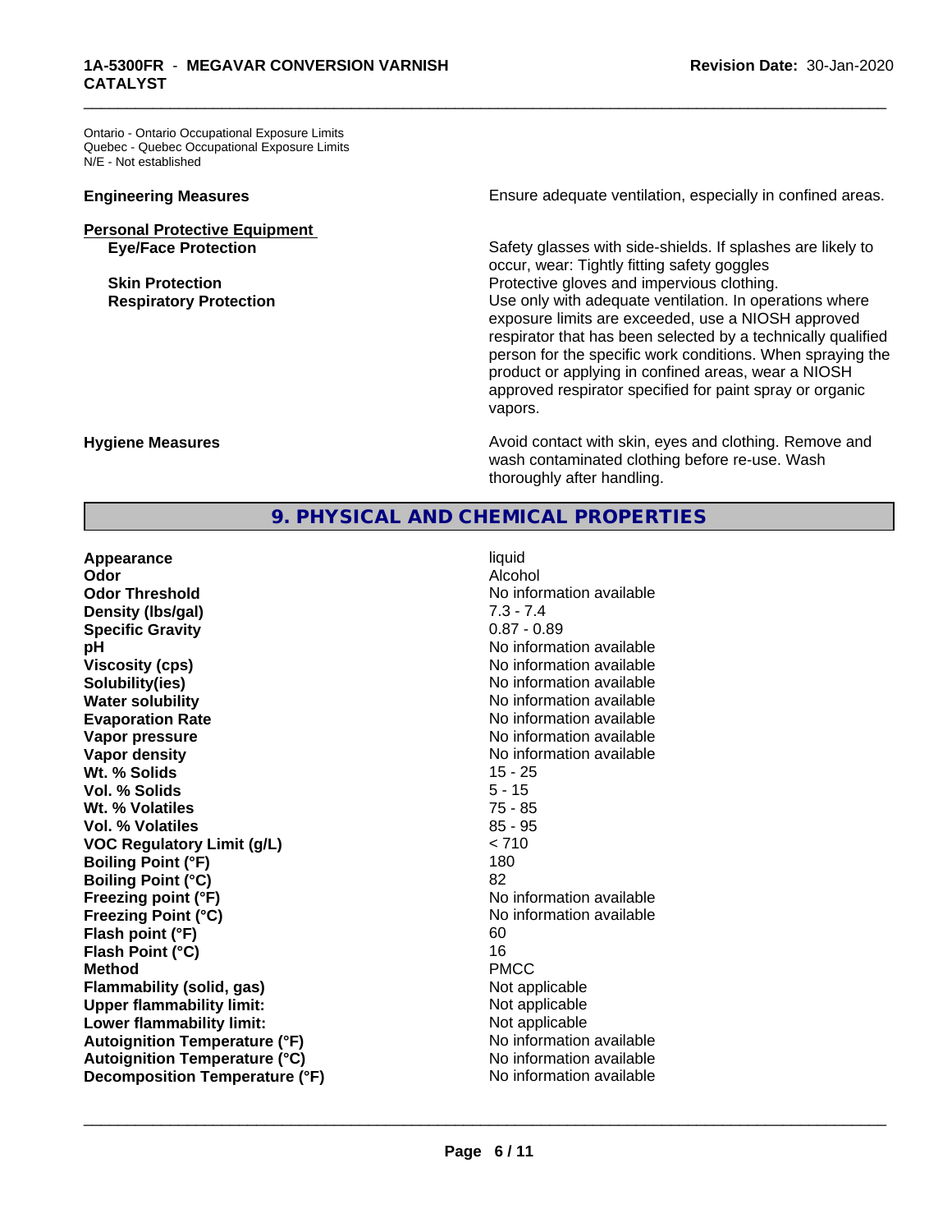Ontario - Ontario Occupational Exposure Limits
Quebec - Quebec Occupational Exposure Limits
N/E - Not established

**Engineering Measures** Ensure adequate ventilation, especially in confined areas.

**Personal Protective Equipment**

**Eye/Face Protection** Safety glasses with side-shields. If splashes are likely to occur, wear: Tightly fitting safety goggles

**Skin Protection** Protective gloves and impervious clothing.

**Respiratory Protection** Use only with adequate ventilation. In operations where exposure limits are exceeded, use a NIOSH approved respirator that has been selected by a technically qualified person for the specific work conditions. When spraying the product or applying in confined areas, wear a NIOSH approved respirator specified for paint spray or organic vapors.

**Hygiene Measures** Avoid contact with skin, eyes and clothing. Remove and wash contaminated clothing before re-use. Wash thoroughly after handling.

## 9. PHYSICAL AND CHEMICAL PROPERTIES

| Property | Value |
| --- | --- |
| **Appearance** | liquid |
| **Odor** | Alcohol |
| **Odor Threshold** | No information available |
| **Density (lbs/gal)** | 7.3 - 7.4 |
| **Specific Gravity** | 0.87 - 0.89 |
| **pH** | No information available |
| **Viscosity (cps)** | No information available |
| **Solubility(ies)** | No information available |
| **Water solubility** | No information available |
| **Evaporation Rate** | No information available |
| **Vapor pressure** | No information available |
| **Vapor density** | No information available |
| **Wt. % Solids** | 15 - 25 |
| **Vol. % Solids** | 5 - 15 |
| **Wt. % Volatiles** | 75 - 85 |
| **Vol. % Volatiles** | 85 - 95 |
| **VOC Regulatory Limit (g/L)** | < 710 |
| **Boiling Point (°F)** | 180 |
| **Boiling Point (°C)** | 82 |
| **Freezing point (°F)** | No information available |
| **Freezing Point (°C)** | No information available |
| **Flash point (°F)** | 60 |
| **Flash Point (°C)** | 16 |
| **Method** | PMCC |
| **Flammability (solid, gas)** | Not applicable |
| **Upper flammability limit:** | Not applicable |
| **Lower flammability limit:** | Not applicable |
| **Autoignition Temperature (°F)** | No information available |
| **Autoignition Temperature (°C)** | No information available |
| **Decomposition Temperature (°F)** | No information available |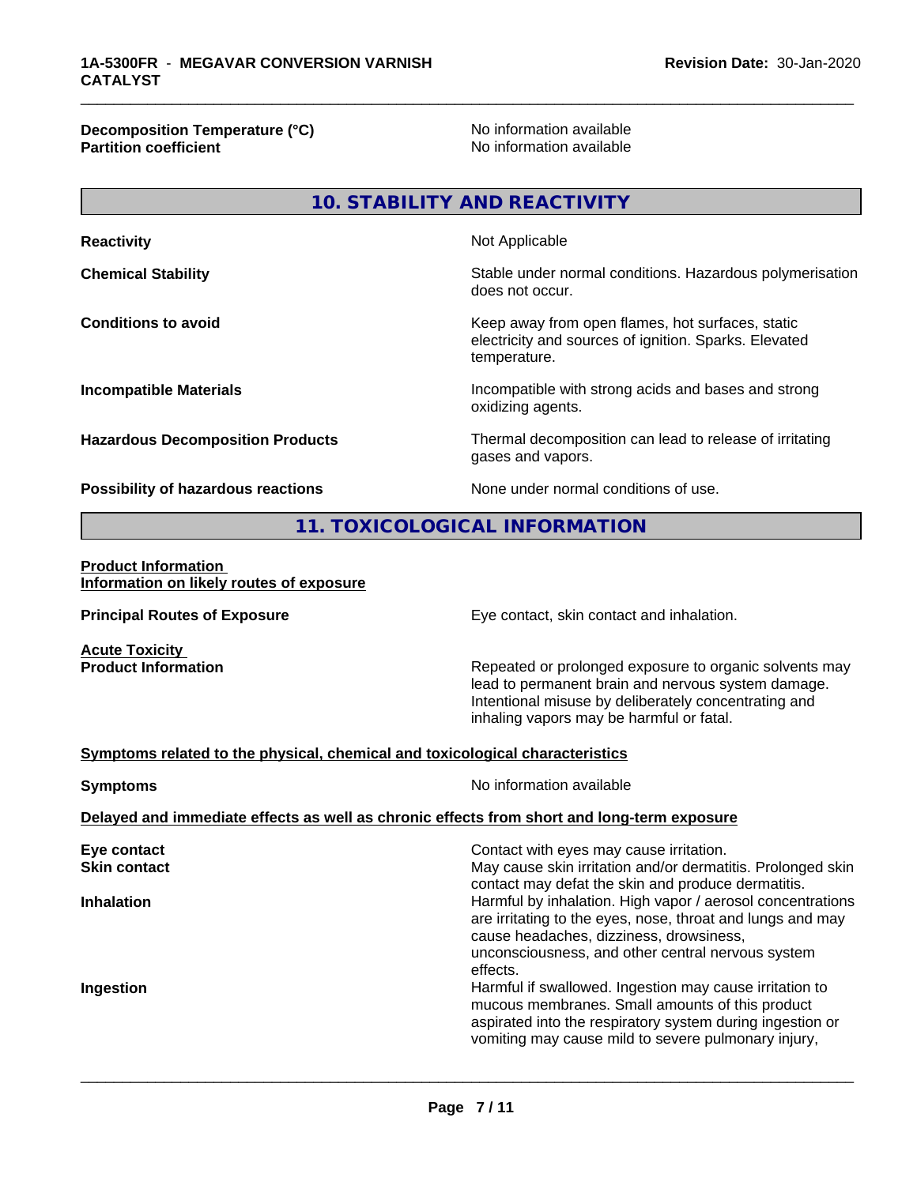| | |
|---|---|
| **Decomposition Temperature (°C)** | No information available |
| **Partition coefficient** | No information available |

## 10. STABILITY AND REACTIVITY

| | |
|---|---|
| **Reactivity** | Not Applicable |
| **Chemical Stability** | Stable under normal conditions. Hazardous polymerisation does not occur. |
| **Conditions to avoid** | Keep away from open flames, hot surfaces, static electricity and sources of ignition. Sparks. Elevated temperature. |
| **Incompatible Materials** | Incompatible with strong acids and bases and strong oxidizing agents. |
| **Hazardous Decomposition Products** | Thermal decomposition can lead to release of irritating gases and vapors. |
| **Possibility of hazardous reactions** | None under normal conditions of use. |

## 11. TOXICOLOGICAL INFORMATION

**Product Information**
**Information on likely routes of exposure**

| | |
|---|---|
| **Principal Routes of Exposure** | Eye contact, skin contact and inhalation. |

**Acute Toxicity**

| | |
|---|---|
| **Product Information** | Repeated or prolonged exposure to organic solvents may lead to permanent brain and nervous system damage. Intentional misuse by deliberately concentrating and inhaling vapors may be harmful or fatal. |

**Symptoms related to the physical, chemical and toxicological characteristics**

| | |
|---|---|
| **Symptoms** | No information available |

**Delayed and immediate effects as well as chronic effects from short and long-term exposure**

| | |
|---|---|
| **Eye contact** | Contact with eyes may cause irritation. |
| **Skin contact** | May cause skin irritation and/or dermatitis. Prolonged skin contact may defat the skin and produce dermatitis. |
| **Inhalation** | Harmful by inhalation. High vapor / aerosol concentrations are irritating to the eyes, nose, throat and lungs and may cause headaches, dizziness, drowsiness, unconsciousness, and other central nervous system effects. |
| **Ingestion** | Harmful if swallowed. Ingestion may cause irritation to mucous membranes. Small amounts of this product aspirated into the respiratory system during ingestion or vomiting may cause mild to severe pulmonary injury, |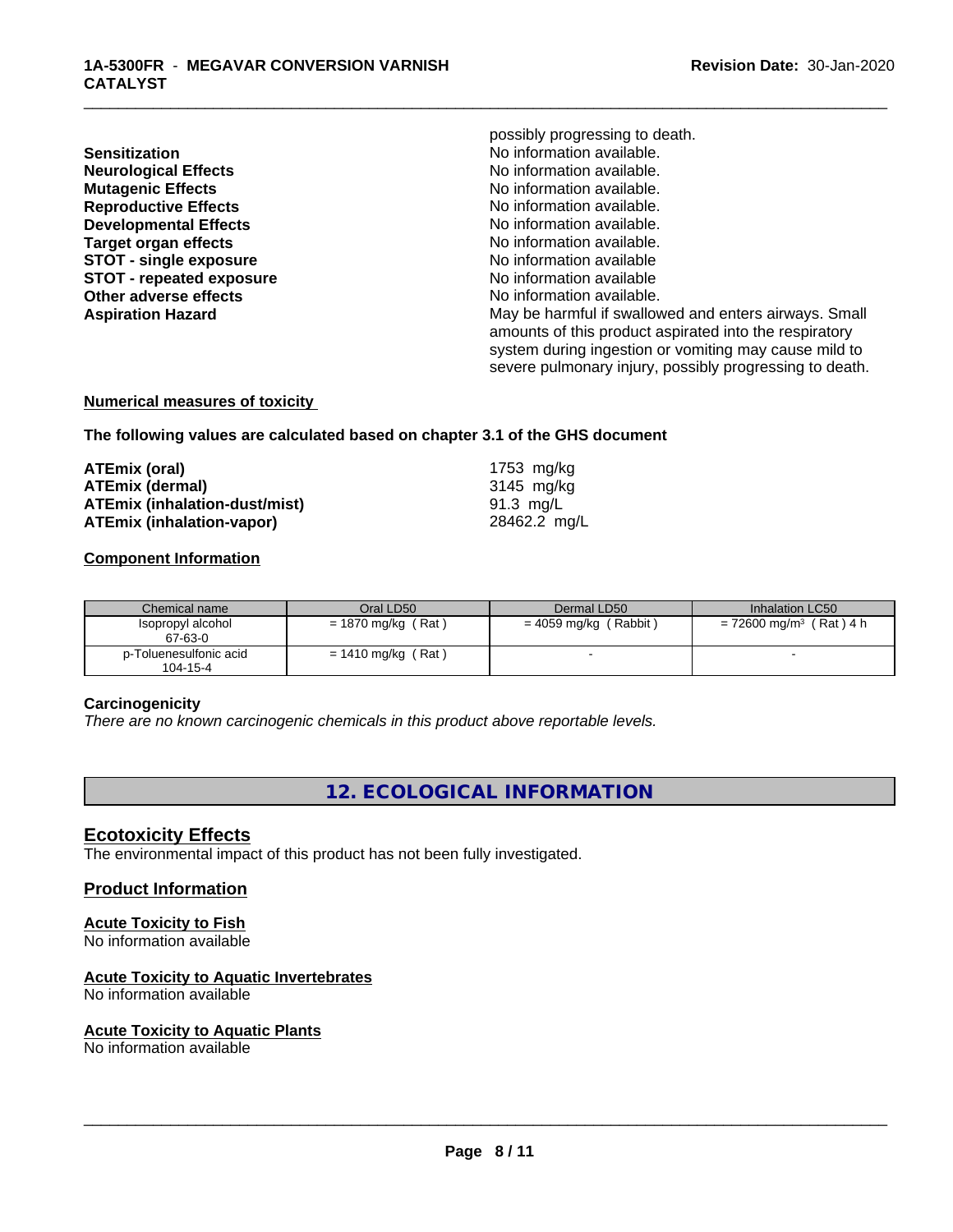possibly progressing to death.

| | |
|---|---|
| **Sensitization** | No information available. |
| **Neurological Effects** | No information available. |
| **Mutagenic Effects** | No information available. |
| **Reproductive Effects** | No information available. |
| **Developmental Effects** | No information available. |
| **Target organ effects** | No information available. |
| **STOT - single exposure** | No information available |
| **STOT - repeated exposure** | No information available |
| **Other adverse effects** | No information available. |
| **Aspiration Hazard** | May be harmful if swallowed and enters airways. Small amounts of this product aspirated into the respiratory system during ingestion or vomiting may cause mild to severe pulmonary injury, possibly progressing to death. |

**Numerical measures of toxicity**

**The following values are calculated based on chapter 3.1 of the GHS document**

| | |
|---|---|
| **ATEmix (oral)** | 1753 mg/kg |
| **ATEmix (dermal)** | 3145 mg/kg |
| **ATEmix (inhalation-dust/mist)** | 91.3 mg/L |
| **ATEmix (inhalation-vapor)** | 28462.2 mg/L |

**Component Information**

| Chemical name | Oral LD50 | Dermal LD50 | Inhalation LC50 |
|---|---|---|---|
| Isopropyl alcohol<br>67-63-0 | = 1870 mg/kg ( Rat ) | = 4059 mg/kg ( Rabbit ) | = 72600 mg/m³ ( Rat ) 4 h |
| p-Toluenesulfonic acid<br>104-15-4 | = 1410 mg/kg ( Rat ) | - | - |

**Carcinogenicity**

*There are no known carcinogenic chemicals in this product above reportable levels.*

## 12. ECOLOGICAL INFORMATION

### Ecotoxicity Effects

The environmental impact of this product has not been fully investigated.

### Product Information

**Acute Toxicity to Fish**

No information available

**Acute Toxicity to Aquatic Invertebrates**

No information available

**Acute Toxicity to Aquatic Plants**

No information available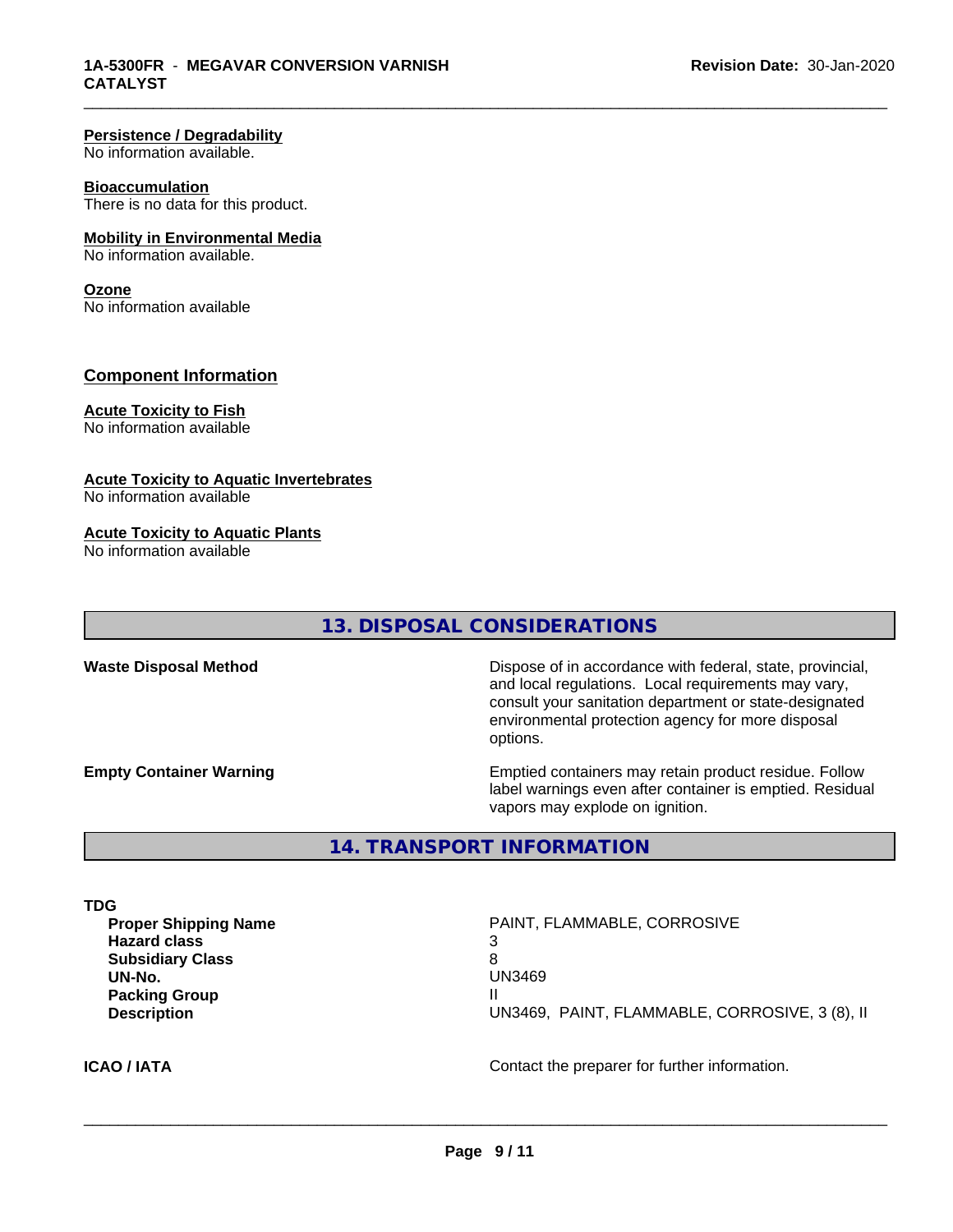**Persistence / Degradability**
No information available.

**Bioaccumulation**
There is no data for this product.

**Mobility in Environmental Media**
No information available.

**Ozone**
No information available

### Component Information

**Acute Toxicity to Fish**
No information available

**Acute Toxicity to Aquatic Invertebrates**
No information available

**Acute Toxicity to Aquatic Plants**
No information available

## 13. DISPOSAL CONSIDERATIONS

| | |
|---|---|
| **Waste Disposal Method** | Dispose of in accordance with federal, state, provincial, and local regulations. Local requirements may vary, consult your sanitation department or state-designated environmental protection agency for more disposal options. |
| **Empty Container Warning** | Emptied containers may retain product residue. Follow label warnings even after container is emptied. Residual vapors may explode on ignition. |

## 14. TRANSPORT INFORMATION

**TDG**

| | |
|---|---|
| **Proper Shipping Name** | PAINT, FLAMMABLE, CORROSIVE |
| **Hazard class** | 3 |
| **Subsidiary Class** | 8 |
| **UN-No.** | UN3469 |
| **Packing Group** | II |
| **Description** | UN3469, PAINT, FLAMMABLE, CORROSIVE, 3 (8), II |

| | |
|---|---|
| **ICAO / IATA** | Contact the preparer for further information. |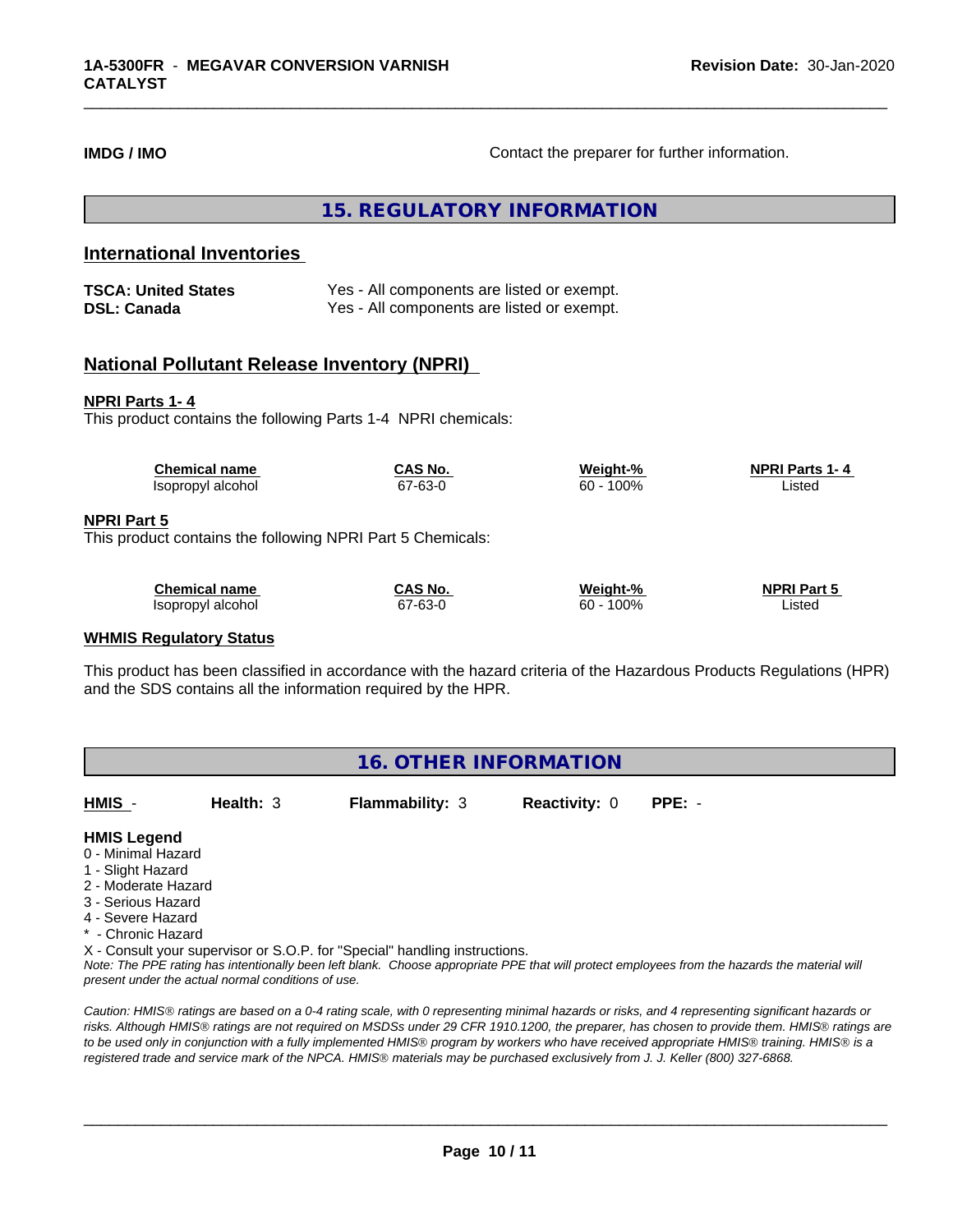**IMDG / IMO** Contact the preparer for further information.

## 15. REGULATORY INFORMATION

### International Inventories

| | |
|---|---|
| **TSCA: United States** | Yes - All components are listed or exempt. |
| **DSL: Canada** | Yes - All components are listed or exempt. |

### National Pollutant Release Inventory (NPRI)

**NPRI Parts 1- 4**

This product contains the following Parts 1-4 NPRI chemicals:

| Chemical name | CAS No. | Weight-% | NPRI Parts 1- 4 |
|---|---|---|---|
| Isopropyl alcohol | 67-63-0 | 60 - 100% | Listed |

**NPRI Part 5**

This product contains the following NPRI Part 5 Chemicals:

| Chemical name | CAS No. | Weight-% | NPRI Part 5 |
|---|---|---|---|
| Isopropyl alcohol | 67-63-0 | 60 - 100% | Listed |

**WHMIS Regulatory Status**

This product has been classified in accordance with the hazard criteria of the Hazardous Products Regulations (HPR) and the SDS contains all the information required by the HPR.

## 16. OTHER INFORMATION

| HMIS - | Health: 3 | Flammability: 3 | Reactivity: 0 | PPE: - |
|---|---|---|---|---|

**HMIS Legend**

0 - Minimal Hazard
1 - Slight Hazard
2 - Moderate Hazard
3 - Serious Hazard
4 - Severe Hazard
* - Chronic Hazard
X - Consult your supervisor or S.O.P. for "Special" handling instructions.

*Note: The PPE rating has intentionally been left blank. Choose appropriate PPE that will protect employees from the hazards the material will present under the actual normal conditions of use.*

*Caution: HMIS® ratings are based on a 0-4 rating scale, with 0 representing minimal hazards or risks, and 4 representing significant hazards or risks. Although HMIS® ratings are not required on MSDSs under 29 CFR 1910.1200, the preparer, has chosen to provide them. HMIS® ratings are to be used only in conjunction with a fully implemented HMIS® program by workers who have received appropriate HMIS® training. HMIS® is a registered trade and service mark of the NPCA. HMIS® materials may be purchased exclusively from J. J. Keller (800) 327-6868.*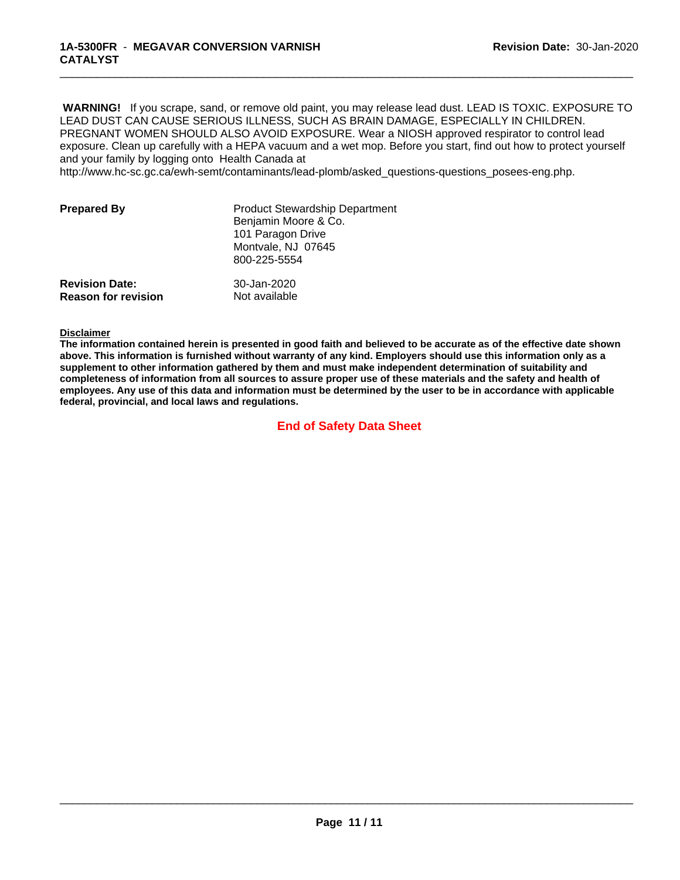**WARNING!** If you scrape, sand, or remove old paint, you may release lead dust. LEAD IS TOXIC. EXPOSURE TO LEAD DUST CAN CAUSE SERIOUS ILLNESS, SUCH AS BRAIN DAMAGE, ESPECIALLY IN CHILDREN. PREGNANT WOMEN SHOULD ALSO AVOID EXPOSURE. Wear a NIOSH approved respirator to control lead exposure. Clean up carefully with a HEPA vacuum and a wet mop. Before you start, find out how to protect yourself and your family by logging onto Health Canada at http://www.hc-sc.gc.ca/ewh-semt/contaminants/lead-plomb/asked_questions-questions_posees-eng.php.

| | |
|---|---|
| **Prepared By** | Product Stewardship Department<br>Benjamin Moore & Co.<br>101 Paragon Drive<br>Montvale, NJ 07645<br>800-225-5554 |
| **Revision Date:** | 30-Jan-2020 |
| **Reason for revision** | Not available |

**Disclaimer**

**The information contained herein is presented in good faith and believed to be accurate as of the effective date shown above. This information is furnished without warranty of any kind. Employers should use this information only as a supplement to other information gathered by them and must make independent determination of suitability and completeness of information from all sources to assure proper use of these materials and the safety and health of employees. Any use of this data and information must be determined by the user to be in accordance with applicable federal, provincial, and local laws and regulations.**

**End of Safety Data Sheet**